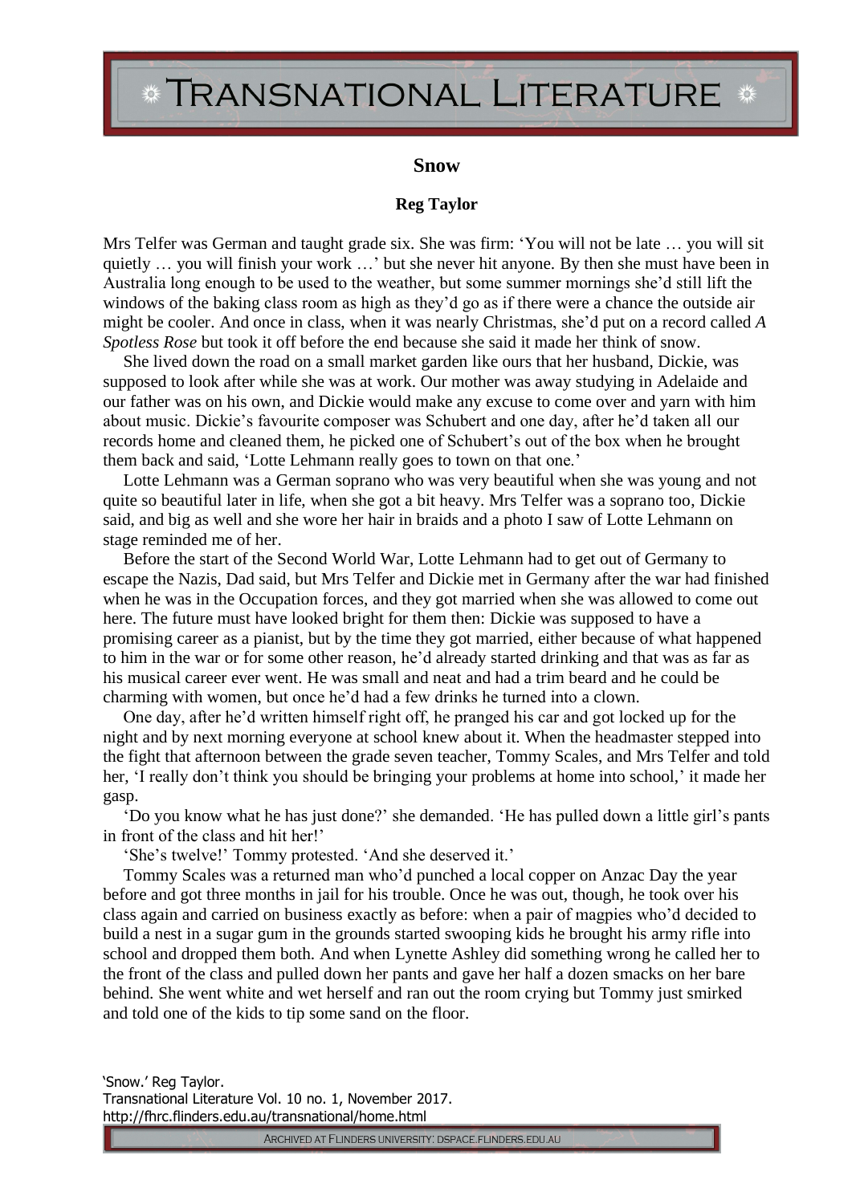# Snow

**Reg Taylor**

Mrs Telfer was German and taught grade six. She was firm: 'You will not be late … you will sit quietly … you will finish your work …' but she never hit anyone. By then she must have been in Australia long enough to be used to the weather, but some summer mornings she'd still lift the windows of the baking class room as high as they'd go as if there were a chance the outside air might be cooler. And once in class, when it was nearly Christmas, she'd put on a record called *A Spotless Rose* but took it off before the end because she said it made her think of snow.

She lived down the road on a small market garden like ours that her husband, Dickie, was supposed to look after while she was at work. Our mother was away studying in Adelaide and our father was on his own, and Dickie would make any excuse to come over and yarn with him about music. Dickie's favourite composer was Schubert and one day, after he'd taken all our records home and cleaned them, he picked one of Schubert's out of the box when he brought them back and said, 'Lotte Lehmann really goes to town on that one.'

Lotte Lehmann was a German soprano who was very beautiful when she was young and not quite so beautiful later in life, when she got a bit heavy. Mrs Telfer was a soprano too, Dickie said, and big as well and she wore her hair in braids and a photo I saw of Lotte Lehmann on stage reminded me of her.

Before the start of the Second World War, Lotte Lehmann had to get out of Germany to escape the Nazis, Dad said, but Mrs Telfer and Dickie met in Germany after the war had finished when he was in the Occupation forces, and they got married when she was allowed to come out here. The future must have looked bright for them then: Dickie was supposed to have a promising career as a pianist, but by the time they got married, either because of what happened to him in the war or for some other reason, he'd already started drinking and that was as far as his musical career ever went. He was small and neat and had a trim beard and he could be charming with women, but once he'd had a few drinks he turned into a clown.

One day, after he'd written himself right off, he pranged his car and got locked up for the night and by next morning everyone at school knew about it. When the headmaster stepped into the fight that afternoon between the grade seven teacher, Tommy Scales, and Mrs Telfer and told her, 'I really don't think you should be bringing your problems at home into school,' it made her gasp.

'Do you know what he has just done?' she demanded. 'He has pulled down a little girl's pants in front of the class and hit her!'

'She's twelve!' Tommy protested. 'And she deserved it.'

Tommy Scales was a returned man who'd punched a local copper on Anzac Day the year before and got three months in jail for his trouble. Once he was out, though, he took over his class again and carried on business exactly as before: when a pair of magpies who'd decided to build a nest in a sugar gum in the grounds started swooping kids he brought his army rifle into school and dropped them both. And when Lynette Ashley did something wrong he called her to the front of the class and pulled down her pants and gave her half a dozen smacks on her bare behind. She went white and wet herself and ran out the room crying but Tommy just smirked and told one of the kids to tip some sand on the floor.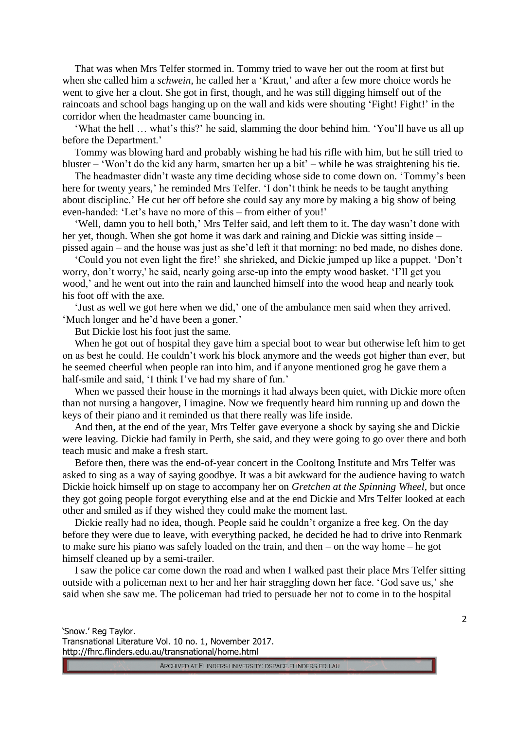That was when Mrs Telfer stormed in. Tommy tried to wave her out the room at first but when she called him a *schwein*, he called her a 'Kraut,' and after a few more choice words he went to give her a clout. She got in first, though, and he was still digging himself out of the raincoats and school bags hanging up on the wall and kids were shouting 'Fight! Fight!' in the corridor when the headmaster came bouncing in.

'What the hell … what's this?' he said, slamming the door behind him. 'You'll have us all up before the Department.'

Tommy was blowing hard and probably wishing he had his rifle with him, but he still tried to bluster – 'Won't do the kid any harm, smarten her up a bit' – while he was straightening his tie.

The headmaster didn't waste any time deciding whose side to come down on. 'Tommy's been here for twenty years,' he reminded Mrs Telfer. 'I don't think he needs to be taught anything about discipline.' He cut her off before she could say any more by making a big show of being even-handed: 'Let's have no more of this – from either of you!'

'Well, damn you to hell both,' Mrs Telfer said, and left them to it. The day wasn't done with her yet, though. When she got home it was dark and raining and Dickie was sitting inside – pissed again – and the house was just as she'd left it that morning: no bed made, no dishes done.

'Could you not even light the fire!' she shrieked, and Dickie jumped up like a puppet. 'Don't worry, don't worry,' he said, nearly going arse-up into the empty wood basket. 'I'll get you wood,' and he went out into the rain and launched himself into the wood heap and nearly took his foot off with the axe.

'Just as well we got here when we did,' one of the ambulance men said when they arrived. 'Much longer and he'd have been a goner.'

But Dickie lost his foot just the same.

When he got out of hospital they gave him a special boot to wear but otherwise left him to get on as best he could. He couldn't work his block anymore and the weeds got higher than ever, but he seemed cheerful when people ran into him, and if anyone mentioned grog he gave them a half-smile and said, 'I think I've had my share of fun.'

When we passed their house in the mornings it had always been quiet, with Dickie more often than not nursing a hangover, I imagine. Now we frequently heard him running up and down the keys of their piano and it reminded us that there really was life inside.

And then, at the end of the year, Mrs Telfer gave everyone a shock by saying she and Dickie were leaving. Dickie had family in Perth, she said, and they were going to go over there and both teach music and make a fresh start.

Before then, there was the end-of-year concert in the Cooltong Institute and Mrs Telfer was asked to sing as a way of saying goodbye. It was a bit awkward for the audience having to watch Dickie hoick himself up on stage to accompany her on *Gretchen at the Spinning Wheel*, but once they got going people forgot everything else and at the end Dickie and Mrs Telfer looked at each other and smiled as if they wished they could make the moment last.

Dickie really had no idea, though. People said he couldn't organize a free keg. On the day before they were due to leave, with everything packed, he decided he had to drive into Renmark to make sure his piano was safely loaded on the train, and then – on the way home – he got himself cleaned up by a semi-trailer.

I saw the police car come down the road and when I walked past their place Mrs Telfer sitting outside with a policeman next to her and her hair straggling down her face. 'God save us,' she said when she saw me. The policeman had tried to persuade her not to come in to the hospital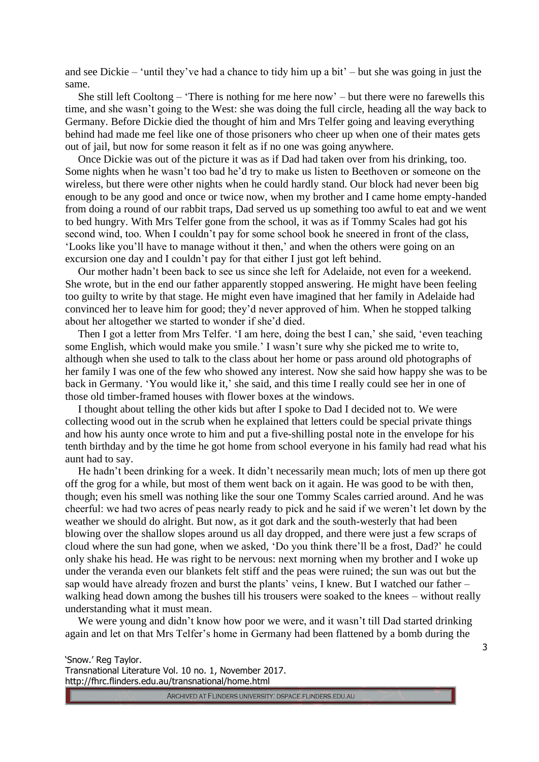and see Dickie – 'until they've had a chance to tidy him up a bit' – but she was going in just the same.

She still left Cooltong – 'There is nothing for me here now' – but there were no farewells this time, and she wasn't going to the West: she was doing the full circle, heading all the way back to Germany. Before Dickie died the thought of him and Mrs Telfer going and leaving everything behind had made me feel like one of those prisoners who cheer up when one of their mates gets out of jail, but now for some reason it felt as if no one was going anywhere.

Once Dickie was out of the picture it was as if Dad had taken over from his drinking, too. Some nights when he wasn't too bad he'd try to make us listen to Beethoven or someone on the wireless, but there were other nights when he could hardly stand. Our block had never been big enough to be any good and once or twice now, when my brother and I came home empty-handed from doing a round of our rabbit traps, Dad served us up something too awful to eat and we went to bed hungry. With Mrs Telfer gone from the school, it was as if Tommy Scales had got his second wind, too. When I couldn't pay for some school book he sneered in front of the class, 'Looks like you'll have to manage without it then,' and when the others were going on an excursion one day and I couldn't pay for that either I just got left behind.

Our mother hadn't been back to see us since she left for Adelaide, not even for a weekend. She wrote, but in the end our father apparently stopped answering. He might have been feeling too guilty to write by that stage. He might even have imagined that her family in Adelaide had convinced her to leave him for good; they'd never approved of him. When he stopped talking about her altogether we started to wonder if she'd died.

Then I got a letter from Mrs Telfer. 'I am here, doing the best I can,' she said, 'even teaching some English, which would make you smile.' I wasn't sure why she picked me to write to, although when she used to talk to the class about her home or pass around old photographs of her family I was one of the few who showed any interest. Now she said how happy she was to be back in Germany. 'You would like it,' she said, and this time I really could see her in one of those old timber-framed houses with flower boxes at the windows.

I thought about telling the other kids but after I spoke to Dad I decided not to. We were collecting wood out in the scrub when he explained that letters could be special private things and how his aunty once wrote to him and put a five-shilling postal note in the envelope for his tenth birthday and by the time he got home from school everyone in his family had read what his aunt had to say.

He hadn't been drinking for a week. It didn't necessarily mean much; lots of men up there got off the grog for a while, but most of them went back on it again. He was good to be with then, though; even his smell was nothing like the sour one Tommy Scales carried around. And he was cheerful: we had two acres of peas nearly ready to pick and he said if we weren't let down by the weather we should do alright. But now, as it got dark and the south-westerly that had been blowing over the shallow slopes around us all day dropped, and there were just a few scraps of cloud where the sun had gone, when we asked, 'Do you think there'll be a frost, Dad?' he could only shake his head. He was right to be nervous: next morning when my brother and I woke up under the veranda even our blankets felt stiff and the peas were ruined; the sun was out but the sap would have already frozen and burst the plants' veins, I knew. But I watched our father – walking head down among the bushes till his trousers were soaked to the knees – without really understanding what it must mean.

We were young and didn't know how poor we were, and it wasn't till Dad started drinking again and let on that Mrs Telfer's home in Germany had been flattened by a bomb during the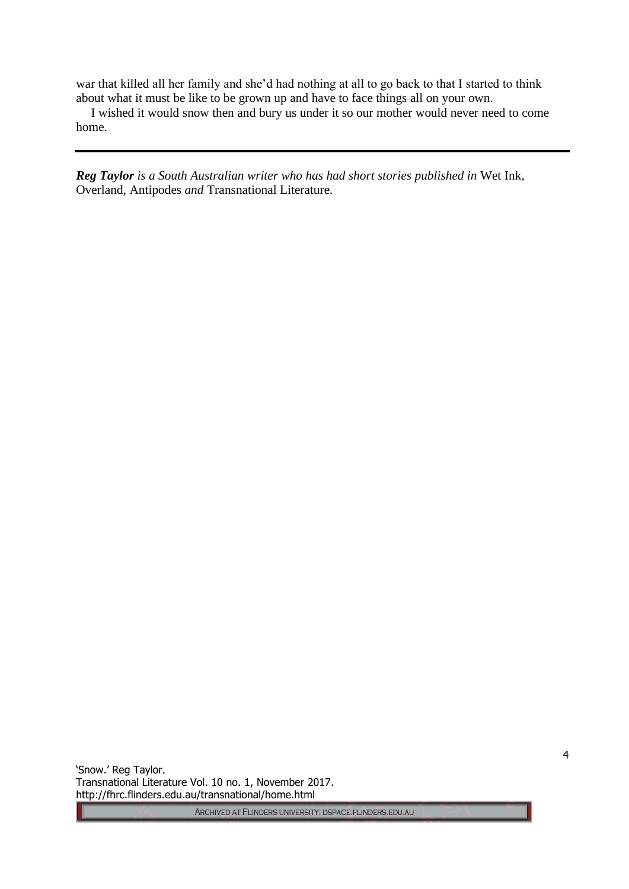war that killed all her family and she'd had nothing at all to go back to that I started to think about what it must be like to be grown up and have to face things all on your own.

I wished it would snow then and bury us under it so our mother would never need to come home.

---

***Reg Taylor*** *is a South Australian writer who has had short stories published in* Wet Ink, Overland, Antipodes *and* Transnational Literature*.*